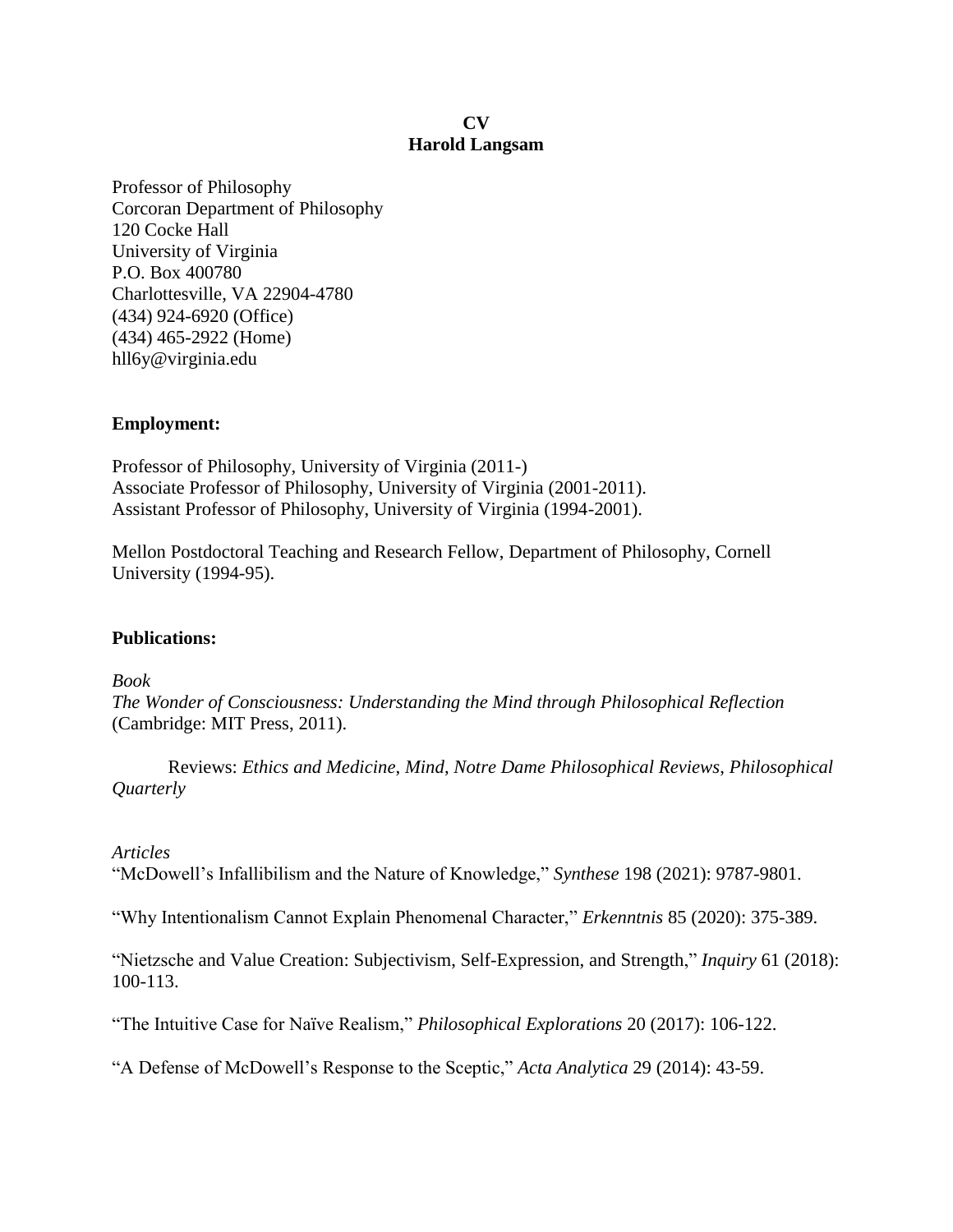# CV
# Harold Langsam

Professor of Philosophy
Corcoran Department of Philosophy
120 Cocke Hall
University of Virginia
P.O. Box 400780
Charlottesville, VA 22904-4780
(434) 924-6920 (Office)
(434) 465-2922 (Home)
hll6y@virginia.edu

## Employment:

Professor of Philosophy, University of Virginia (2011-)
Associate Professor of Philosophy, University of Virginia (2001-2011).
Assistant Professor of Philosophy, University of Virginia (1994-2001).

Mellon Postdoctoral Teaching and Research Fellow, Department of Philosophy, Cornell University (1994-95).

## Publications:

*Book*
*The Wonder of Consciousness: Understanding the Mind through Philosophical Reflection* (Cambridge: MIT Press, 2011).

Reviews: *Ethics and Medicine*, *Mind*, *Notre Dame Philosophical Reviews*, *Philosophical Quarterly*

*Articles*
"McDowell's Infallibilism and the Nature of Knowledge," *Synthese* 198 (2021): 9787-9801.

"Why Intentionalism Cannot Explain Phenomenal Character," *Erkenntnis* 85 (2020): 375-389.

"Nietzsche and Value Creation: Subjectivism, Self-Expression, and Strength," *Inquiry* 61 (2018): 100-113.

"The Intuitive Case for Naïve Realism," *Philosophical Explorations* 20 (2017): 106-122.

"A Defense of McDowell's Response to the Sceptic," *Acta Analytica* 29 (2014): 43-59.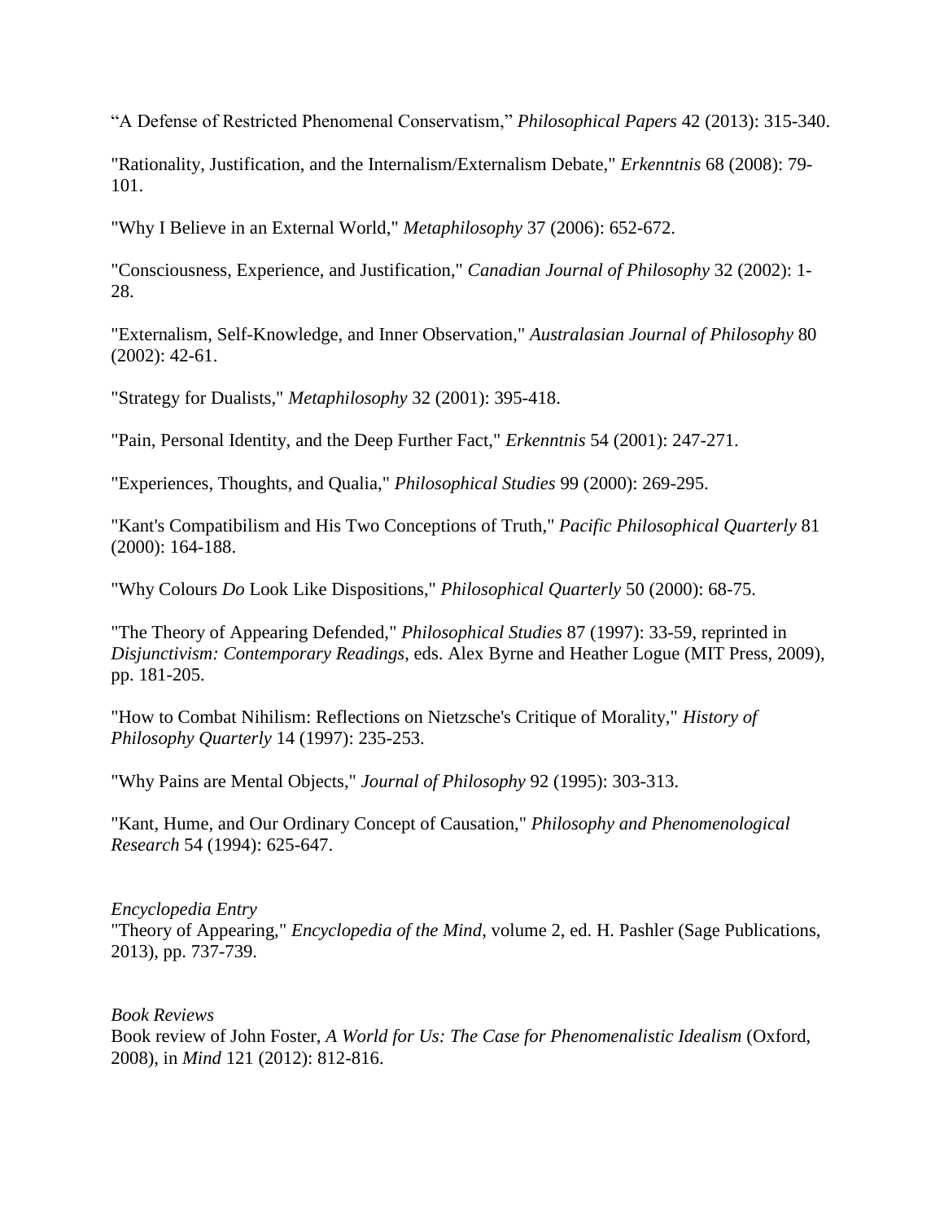"A Defense of Restricted Phenomenal Conservatism," *Philosophical Papers* 42 (2013): 315-340.

"Rationality, Justification, and the Internalism/Externalism Debate," *Erkenntnis* 68 (2008): 79-101.

"Why I Believe in an External World," *Metaphilosophy* 37 (2006): 652-672.

"Consciousness, Experience, and Justification," *Canadian Journal of Philosophy* 32 (2002): 1-28.

"Externalism, Self-Knowledge, and Inner Observation," *Australasian Journal of Philosophy* 80 (2002): 42-61.

"Strategy for Dualists," *Metaphilosophy* 32 (2001): 395-418.

"Pain, Personal Identity, and the Deep Further Fact," *Erkenntnis* 54 (2001): 247-271.

"Experiences, Thoughts, and Qualia," *Philosophical Studies* 99 (2000): 269-295.

"Kant's Compatibilism and His Two Conceptions of Truth," *Pacific Philosophical Quarterly* 81 (2000): 164-188.

"Why Colours *Do* Look Like Dispositions," *Philosophical Quarterly* 50 (2000): 68-75.

"The Theory of Appearing Defended," *Philosophical Studies* 87 (1997): 33-59, reprinted in *Disjunctivism: Contemporary Readings*, eds. Alex Byrne and Heather Logue (MIT Press, 2009), pp. 181-205.

"How to Combat Nihilism: Reflections on Nietzsche's Critique of Morality," *History of Philosophy Quarterly* 14 (1997): 235-253.

"Why Pains are Mental Objects," *Journal of Philosophy* 92 (1995): 303-313.

"Kant, Hume, and Our Ordinary Concept of Causation," *Philosophy and Phenomenological Research* 54 (1994): 625-647.

*Encyclopedia Entry*

"Theory of Appearing," *Encyclopedia of the Mind*, volume 2, ed. H. Pashler (Sage Publications, 2013), pp. 737-739.

*Book Reviews*

Book review of John Foster, *A World for Us: The Case for Phenomenalistic Idealism* (Oxford, 2008), in *Mind* 121 (2012): 812-816.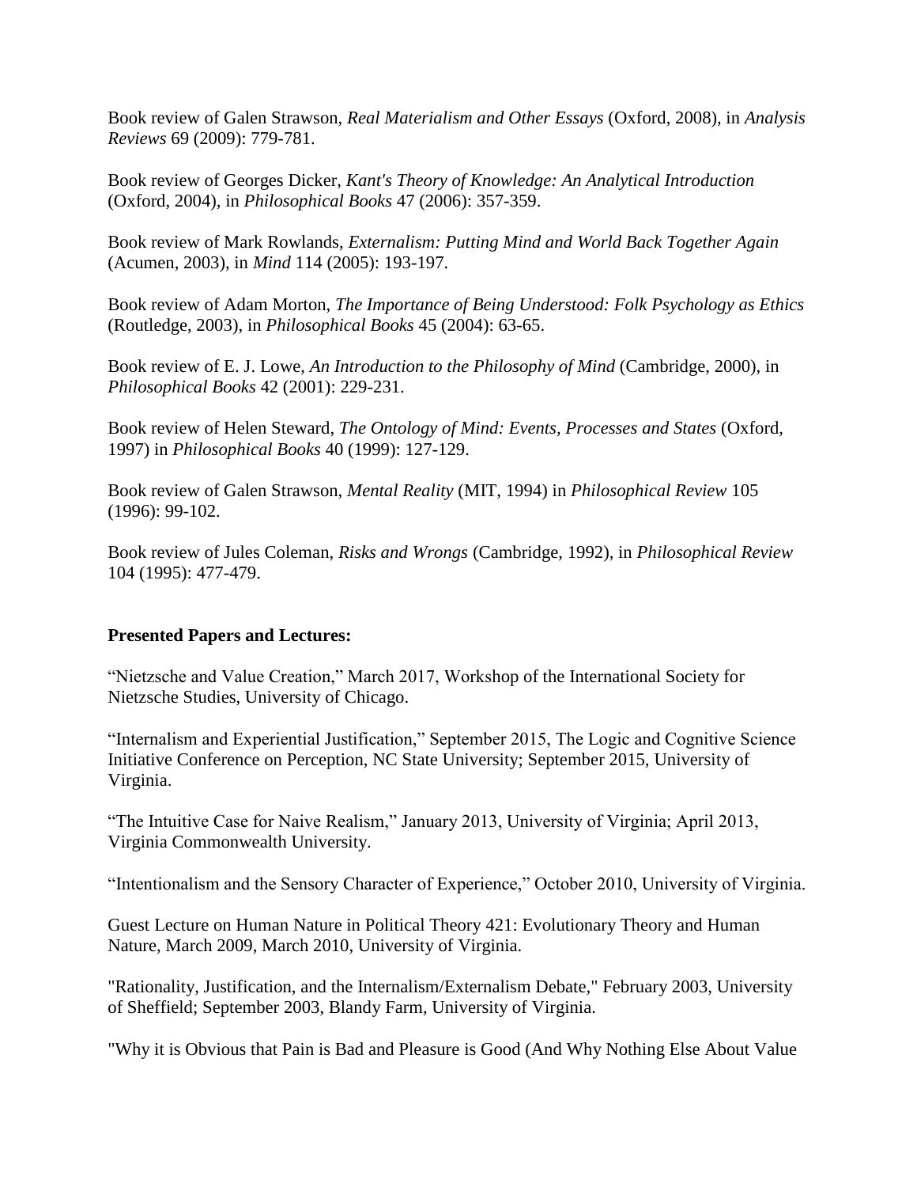Book review of Galen Strawson, *Real Materialism and Other Essays* (Oxford, 2008), in *Analysis Reviews* 69 (2009): 779-781.

Book review of Georges Dicker, *Kant's Theory of Knowledge: An Analytical Introduction* (Oxford, 2004), in *Philosophical Books* 47 (2006): 357-359.

Book review of Mark Rowlands, *Externalism: Putting Mind and World Back Together Again* (Acumen, 2003), in *Mind* 114 (2005): 193-197.

Book review of Adam Morton, *The Importance of Being Understood: Folk Psychology as Ethics* (Routledge, 2003), in *Philosophical Books* 45 (2004): 63-65.

Book review of E. J. Lowe, *An Introduction to the Philosophy of Mind* (Cambridge, 2000), in *Philosophical Books* 42 (2001): 229-231.

Book review of Helen Steward, *The Ontology of Mind: Events, Processes and States* (Oxford, 1997) in *Philosophical Books* 40 (1999): 127-129.

Book review of Galen Strawson, *Mental Reality* (MIT, 1994) in *Philosophical Review* 105 (1996): 99-102.

Book review of Jules Coleman, *Risks and Wrongs* (Cambridge, 1992), in *Philosophical Review* 104 (1995): 477-479.

**Presented Papers and Lectures:**

"Nietzsche and Value Creation," March 2017, Workshop of the International Society for Nietzsche Studies, University of Chicago.

"Internalism and Experiential Justification," September 2015, The Logic and Cognitive Science Initiative Conference on Perception, NC State University; September 2015, University of Virginia.

"The Intuitive Case for Naive Realism," January 2013, University of Virginia; April 2013, Virginia Commonwealth University.

"Intentionalism and the Sensory Character of Experience," October 2010, University of Virginia.

Guest Lecture on Human Nature in Political Theory 421: Evolutionary Theory and Human Nature, March 2009, March 2010, University of Virginia.

"Rationality, Justification, and the Internalism/Externalism Debate," February 2003, University of Sheffield; September 2003, Blandy Farm, University of Virginia.

"Why it is Obvious that Pain is Bad and Pleasure is Good (And Why Nothing Else About Value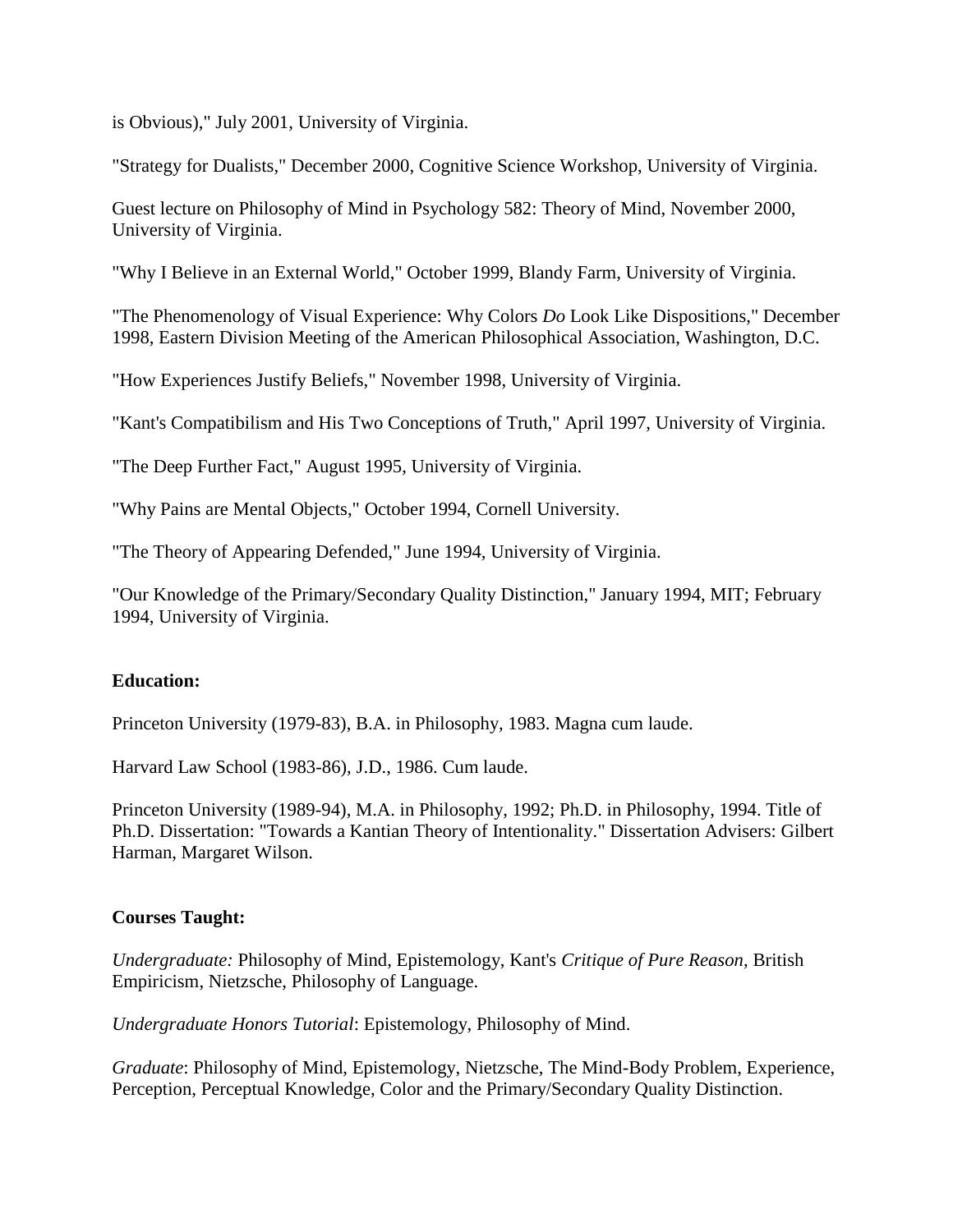is Obvious)," July 2001, University of Virginia.

"Strategy for Dualists," December 2000, Cognitive Science Workshop, University of Virginia.

Guest lecture on Philosophy of Mind in Psychology 582: Theory of Mind, November 2000, University of Virginia.

"Why I Believe in an External World," October 1999, Blandy Farm, University of Virginia.

"The Phenomenology of Visual Experience: Why Colors *Do* Look Like Dispositions," December 1998, Eastern Division Meeting of the American Philosophical Association, Washington, D.C.

"How Experiences Justify Beliefs," November 1998, University of Virginia.

"Kant's Compatibilism and His Two Conceptions of Truth," April 1997, University of Virginia.

"The Deep Further Fact," August 1995, University of Virginia.

"Why Pains are Mental Objects," October 1994, Cornell University.

"The Theory of Appearing Defended," June 1994, University of Virginia.

"Our Knowledge of the Primary/Secondary Quality Distinction," January 1994, MIT; February 1994, University of Virginia.

**Education:**

Princeton University (1979-83), B.A. in Philosophy, 1983. Magna cum laude.

Harvard Law School (1983-86), J.D., 1986. Cum laude.

Princeton University (1989-94), M.A. in Philosophy, 1992; Ph.D. in Philosophy, 1994. Title of Ph.D. Dissertation: "Towards a Kantian Theory of Intentionality." Dissertation Advisers: Gilbert Harman, Margaret Wilson.

**Courses Taught:**

*Undergraduate:* Philosophy of Mind, Epistemology, Kant's *Critique of Pure Reason*, British Empiricism, Nietzsche, Philosophy of Language.

*Undergraduate Honors Tutorial*: Epistemology, Philosophy of Mind.

*Graduate*: Philosophy of Mind, Epistemology, Nietzsche, The Mind-Body Problem, Experience, Perception, Perceptual Knowledge, Color and the Primary/Secondary Quality Distinction.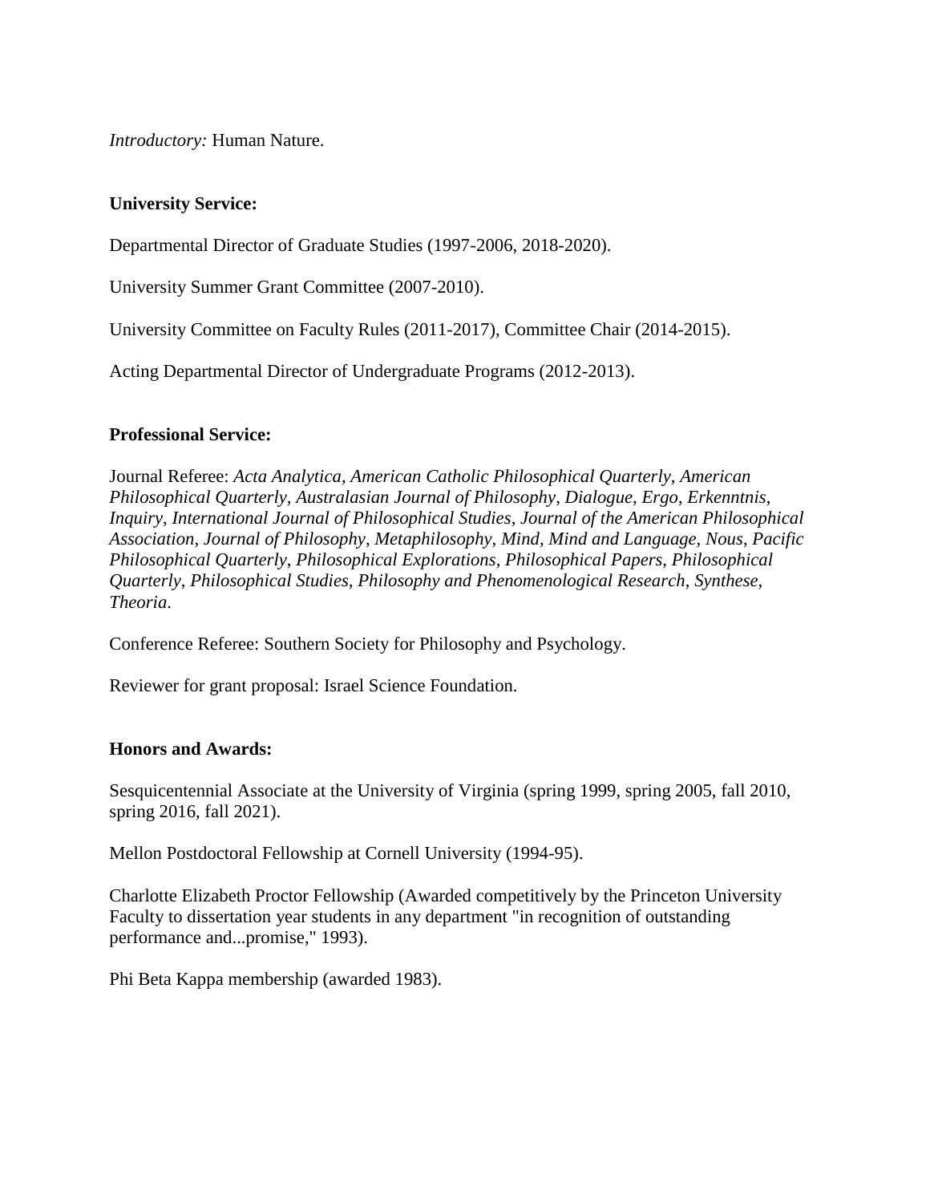*Introductory:* Human Nature.

**University Service:**

Departmental Director of Graduate Studies (1997-2006, 2018-2020).

University Summer Grant Committee (2007-2010).

University Committee on Faculty Rules (2011-2017), Committee Chair (2014-2015).

Acting Departmental Director of Undergraduate Programs (2012-2013).

**Professional Service:**

Journal Referee: *Acta Analytica*, *American Catholic Philosophical Quarterly*, *American Philosophical Quarterly, Australasian Journal of Philosophy*, *Dialogue*, *Ergo*, *Erkenntnis*, *Inquiry*, *International Journal of Philosophical Studies*, *Journal of the American Philosophical Association*, *Journal of Philosophy*, *Metaphilosophy*, *Mind, Mind and Language, Nous*, *Pacific Philosophical Quarterly*, *Philosophical Explorations*, *Philosophical Papers*, *Philosophical Quarterly*, *Philosophical Studies, Philosophy and Phenomenological Research*, *Synthese, Theoria*.

Conference Referee: Southern Society for Philosophy and Psychology.

Reviewer for grant proposal: Israel Science Foundation.

**Honors and Awards:**

Sesquicentennial Associate at the University of Virginia (spring 1999, spring 2005, fall 2010, spring 2016, fall 2021).

Mellon Postdoctoral Fellowship at Cornell University (1994-95).

Charlotte Elizabeth Proctor Fellowship (Awarded competitively by the Princeton University Faculty to dissertation year students in any department "in recognition of outstanding performance and...promise," 1993).

Phi Beta Kappa membership (awarded 1983).